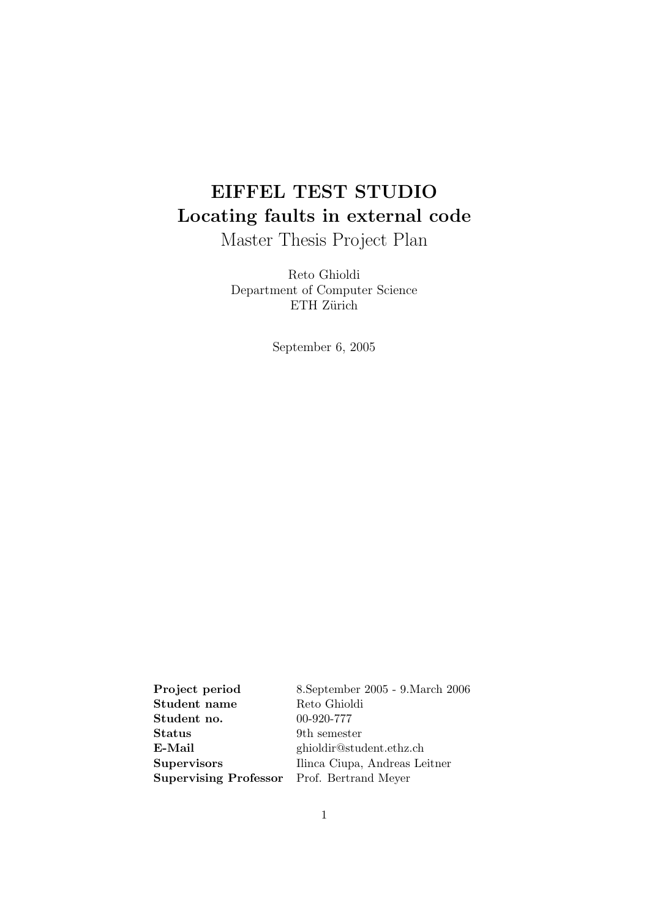# EIFFEL TEST STUDIO
# Locating faults in external code

Master Thesis Project Plan

Reto Ghioldi
Department of Computer Science
ETH Zürich

September 6, 2005

| | |
|---|---|
| **Project period** | 8.September 2005 - 9.March 2006 |
| **Student name** | Reto Ghioldi |
| **Student no.** | 00-920-777 |
| **Status** | 9th semester |
| **E-Mail** | ghioldir@student.ethz.ch |
| **Supervisors** | Ilinca Ciupa, Andreas Leitner |
| **Supervising Professor** | Prof. Bertrand Meyer |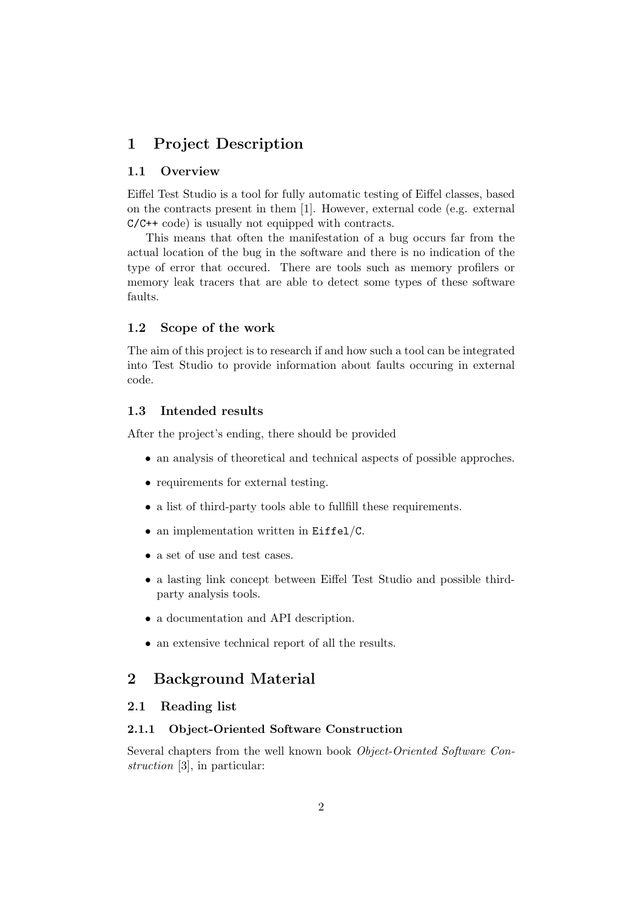# 1 Project Description

## 1.1 Overview

Eiffel Test Studio is a tool for fully automatic testing of Eiffel classes, based on the contracts present in them [1]. However, external code (e.g. external `C/C++` code) is usually not equipped with contracts.

This means that often the manifestation of a bug occurs far from the actual location of the bug in the software and there is no indication of the type of error that occured. There are tools such as memory profilers or memory leak tracers that are able to detect some types of these software faults.

## 1.2 Scope of the work

The aim of this project is to research if and how such a tool can be integrated into Test Studio to provide information about faults occuring in external code.

## 1.3 Intended results

After the project's ending, there should be provided

- an analysis of theoretical and technical aspects of possible approches.
- requirements for external testing.
- a list of third-party tools able to fullfill these requirements.
- an implementation written in `Eiffel/C`.
- a set of use and test cases.
- a lasting link concept between Eiffel Test Studio and possible third-party analysis tools.
- a documentation and API description.
- an extensive technical report of all the results.

# 2 Background Material

## 2.1 Reading list

### 2.1.1 Object-Oriented Software Construction

Several chapters from the well known book *Object-Oriented Software Construction* [3], in particular: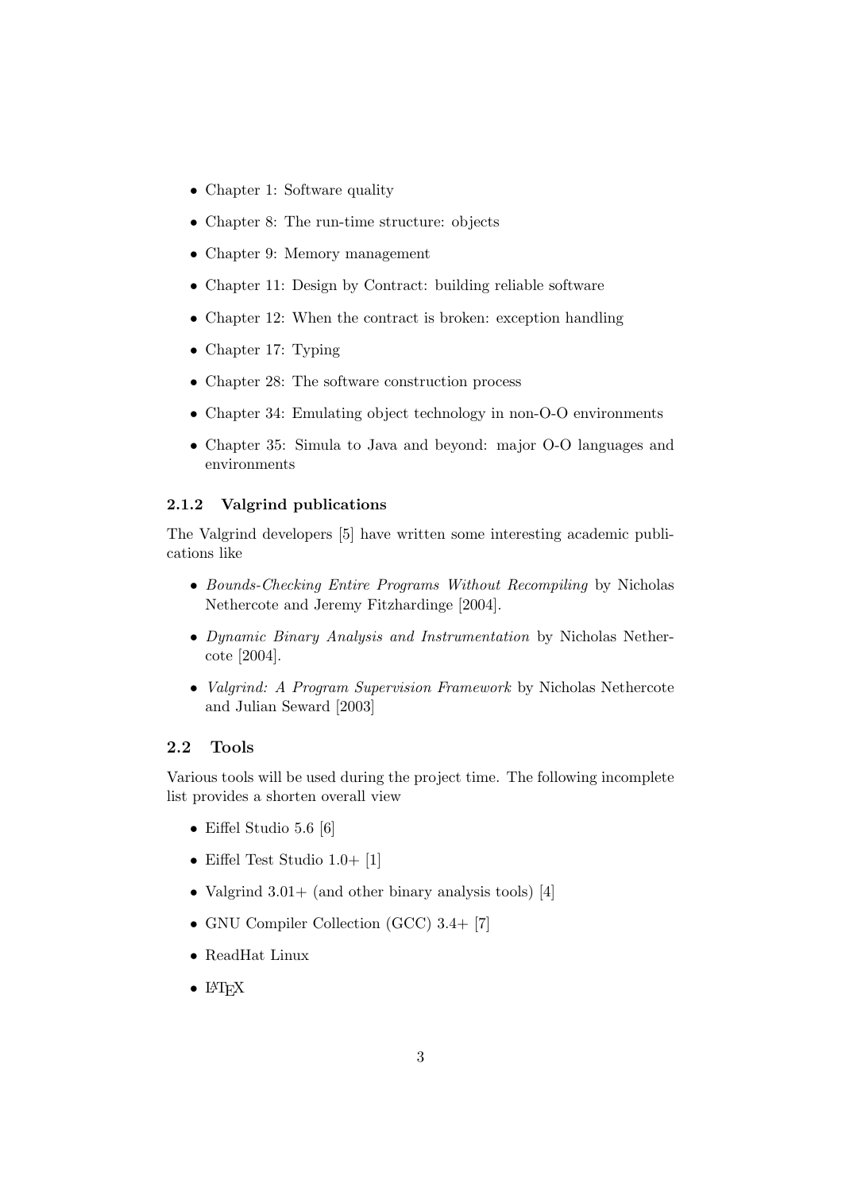- Chapter 1: Software quality
- Chapter 8: The run-time structure: objects
- Chapter 9: Memory management
- Chapter 11: Design by Contract: building reliable software
- Chapter 12: When the contract is broken: exception handling
- Chapter 17: Typing
- Chapter 28: The software construction process
- Chapter 34: Emulating object technology in non-O-O environments
- Chapter 35: Simula to Java and beyond: major O-O languages and environments

### 2.1.2 Valgrind publications

The Valgrind developers [5] have written some interesting academic publications like

- *Bounds-Checking Entire Programs Without Recompiling* by Nicholas Nethercote and Jeremy Fitzhardinge [2004].
- *Dynamic Binary Analysis and Instrumentation* by Nicholas Nethercote [2004].
- *Valgrind: A Program Supervision Framework* by Nicholas Nethercote and Julian Seward [2003]

## 2.2 Tools

Various tools will be used during the project time. The following incomplete list provides a shorten overall view

- Eiffel Studio 5.6 [6]
- Eiffel Test Studio 1.0+ [1]
- Valgrind 3.01+ (and other binary analysis tools) [4]
- GNU Compiler Collection (GCC) 3.4+ [7]
- ReadHat Linux
- LaTeX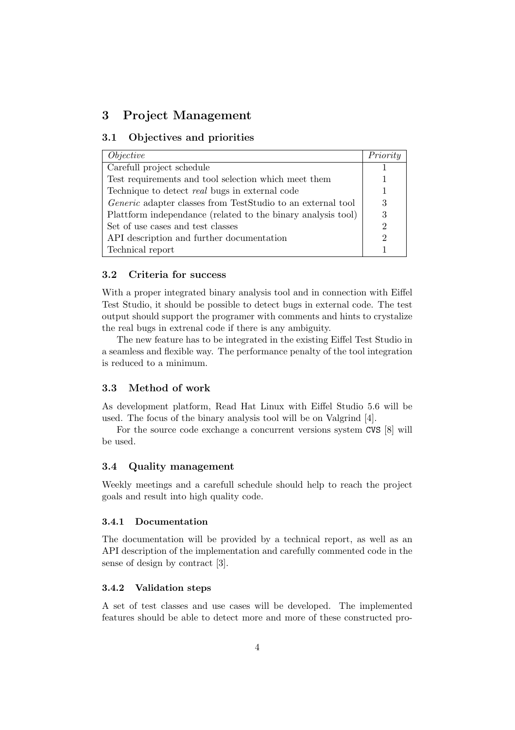## 3 Project Management

### 3.1 Objectives and priorities

| *Objective* | *Priority* |
|---|---|
| Carefull project schedule | 1 |
| Test requirements and tool selection which meet them | 1 |
| Technique to detect *real* bugs in external code | 1 |
| *Generic* adapter classes from TestStudio to an external tool | 3 |
| Plattform independance (related to the binary analysis tool) | 3 |
| Set of use cases and test classes | 2 |
| API description and further documentation | 2 |
| Technical report | 1 |

### 3.2 Criteria for success

With a proper integrated binary analysis tool and in connection with Eiffel Test Studio, it should be possible to detect bugs in external code. The test output should support the programer with comments and hints to crystalize the real bugs in extrenal code if there is any ambiguity.

The new feature has to be integrated in the existing Eiffel Test Studio in a seamless and flexible way. The performance penalty of the tool integration is reduced to a minimum.

### 3.3 Method of work

As development platform, Read Hat Linux with Eiffel Studio 5.6 will be used. The focus of the binary analysis tool will be on Valgrind [4].

For the source code exchange a concurrent versions system `CVS` [8] will be used.

### 3.4 Quality management

Weekly meetings and a carefull schedule should help to reach the project goals and result into high quality code.

#### 3.4.1 Documentation

The documentation will be provided by a technical report, as well as an API description of the implementation and carefully commented code in the sense of design by contract [3].

#### 3.4.2 Validation steps

A set of test classes and use cases will be developed. The implemented features should be able to detect more and more of these constructed pro-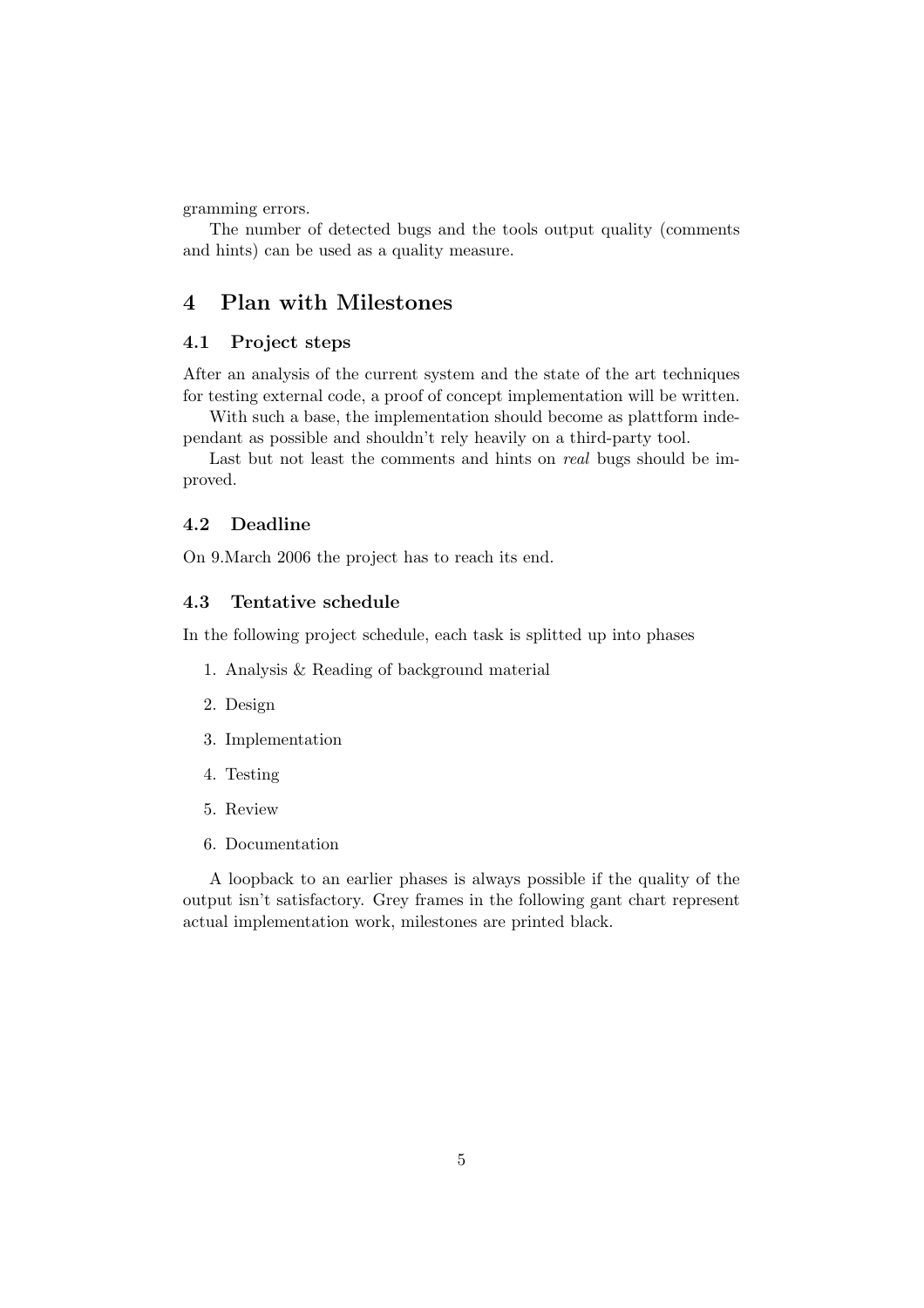gramming errors.

The number of detected bugs and the tools output quality (comments and hints) can be used as a quality measure.

# 4 Plan with Milestones

## 4.1 Project steps

After an analysis of the current system and the state of the art techniques for testing external code, a proof of concept implementation will be written.

With such a base, the implementation should become as plattform independant as possible and shouldn't rely heavily on a third-party tool.

Last but not least the comments and hints on *real* bugs should be improved.

## 4.2 Deadline

On 9.March 2006 the project has to reach its end.

## 4.3 Tentative schedule

In the following project schedule, each task is splitted up into phases

1. Analysis & Reading of background material
2. Design
3. Implementation
4. Testing
5. Review
6. Documentation

A loopback to an earlier phases is always possible if the quality of the output isn't satisfactory. Grey frames in the following gant chart represent actual implementation work, milestones are printed black.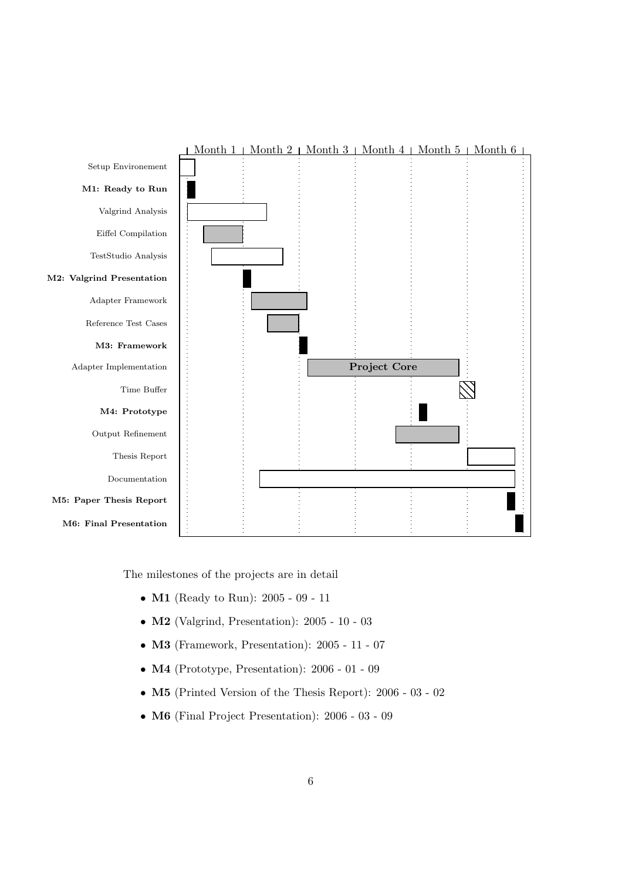| | Month 1 | Month 2 | Month 3 | Month 4 | Month 5 | Month 6 |
|---|---|---|---|---|---|---|
| Setup Environement | | | | | | |
| **M1: Ready to Run** | | | | | | |
| Valgrind Analysis | | | | | | |
| Eiffel Compilation | | | | | | |
| TestStudio Analysis | | | | | | |
| **M2: Valgrind Presentation** | | | | | | |
| Adapter Framework | | | | | | |
| Reference Test Cases | | | | | | |
| **M3: Framework** | | | | | | |
| Adapter Implementation | | | **Project Core** | | | |
| Time Buffer | | | | | | |
| **M4: Prototype** | | | | | | |
| Output Refinement | | | | | | |
| Thesis Report | | | | | | |
| Documentation | | | | | | |
| **M5: Paper Thesis Report** | | | | | | |
| **M6: Final Presentation** | | | | | | |

The milestones of the projects are in detail

- **M1** (Ready to Run): 2005 - 09 - 11
- **M2** (Valgrind, Presentation): 2005 - 10 - 03
- **M3** (Framework, Presentation): 2005 - 11 - 07
- **M4** (Prototype, Presentation): 2006 - 01 - 09
- **M5** (Printed Version of the Thesis Report): 2006 - 03 - 02
- **M6** (Final Project Presentation): 2006 - 03 - 09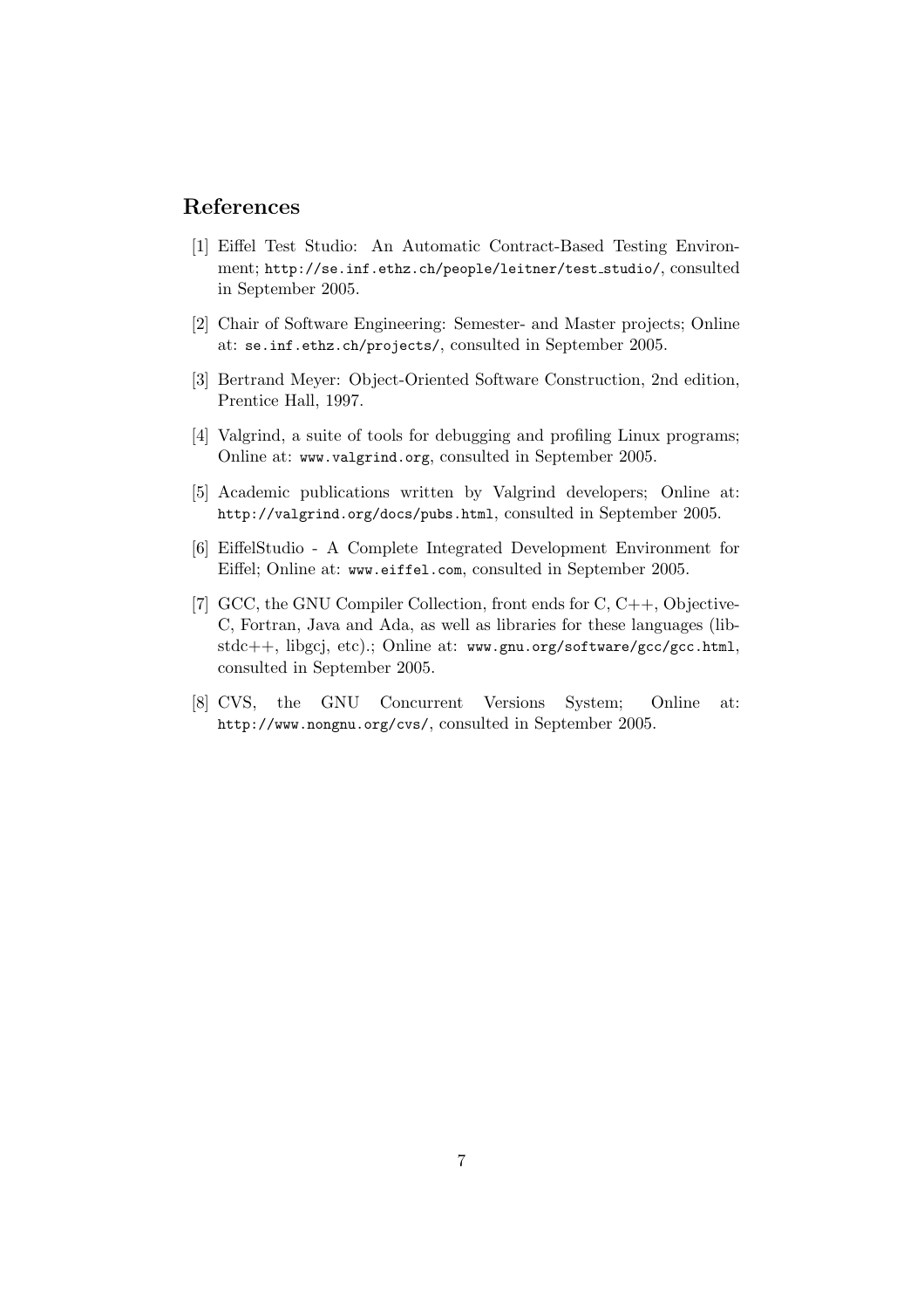## References

[1] Eiffel Test Studio: An Automatic Contract-Based Testing Environment; http://se.inf.ethz.ch/people/leitner/test_studio/, consulted in September 2005.

[2] Chair of Software Engineering: Semester- and Master projects; Online at: se.inf.ethz.ch/projects/, consulted in September 2005.

[3] Bertrand Meyer: Object-Oriented Software Construction, 2nd edition, Prentice Hall, 1997.

[4] Valgrind, a suite of tools for debugging and profiling Linux programs; Online at: www.valgrind.org, consulted in September 2005.

[5] Academic publications written by Valgrind developers; Online at: http://valgrind.org/docs/pubs.html, consulted in September 2005.

[6] EiffelStudio - A Complete Integrated Development Environment for Eiffel; Online at: www.eiffel.com, consulted in September 2005.

[7] GCC, the GNU Compiler Collection, front ends for C, C++, Objective-C, Fortran, Java and Ada, as well as libraries for these languages (libstdc++, libgcj, etc).; Online at: www.gnu.org/software/gcc/gcc.html, consulted in September 2005.

[8] CVS, the GNU Concurrent Versions System; Online at: http://www.nongnu.org/cvs/, consulted in September 2005.